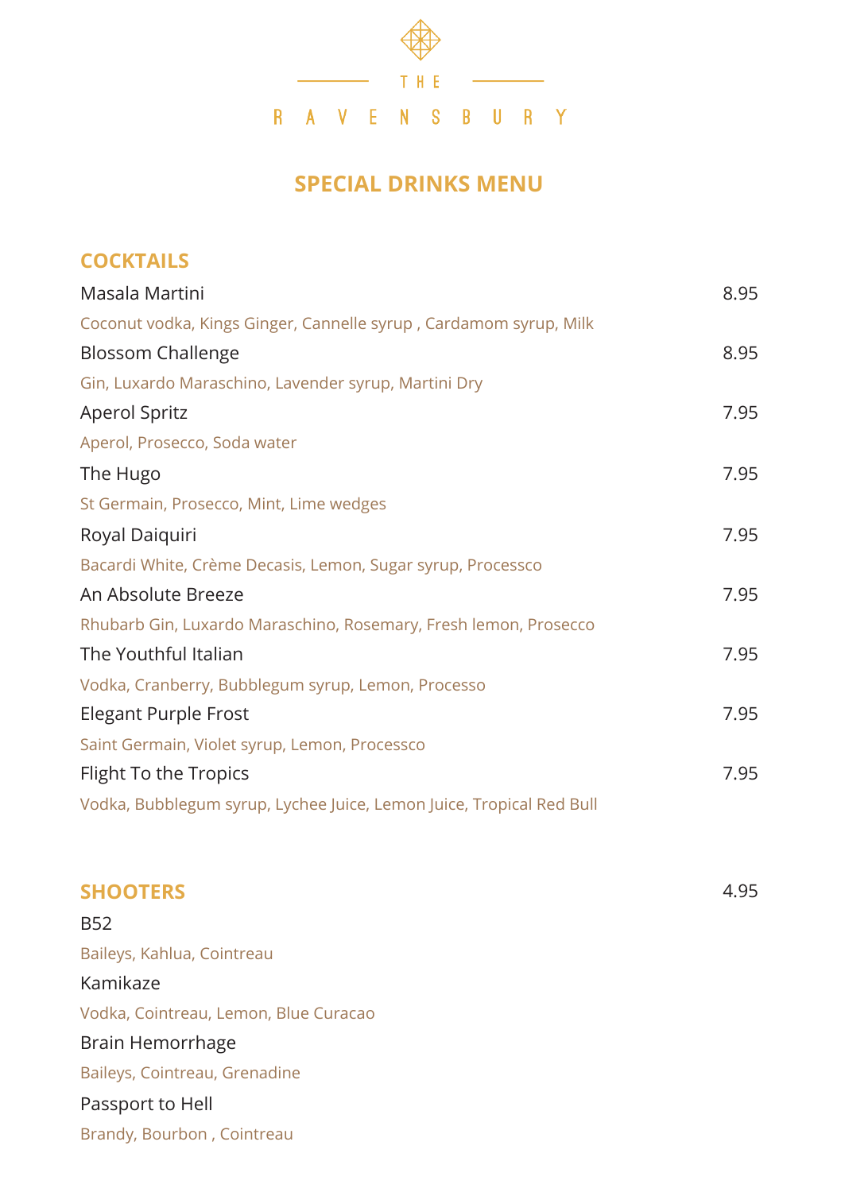# THE RAVENSBURY

## SPECIAL DRINKS MENU

### COCKTAILS

Masala Martini 8.95
Coconut vodka, Kings Ginger, Cannelle syrup , Cardamom syrup, Milk

Blossom Challenge 8.95
Gin, Luxardo Maraschino, Lavender syrup, Martini Dry

Aperol Spritz 7.95
Aperol, Prosecco, Soda water

The Hugo 7.95
St Germain, Prosecco, Mint, Lime wedges

Royal Daiquiri 7.95
Bacardi White, Crème Decasis, Lemon, Sugar syrup, Processco

An Absolute Breeze 7.95
Rhubarb Gin, Luxardo Maraschino, Rosemary, Fresh lemon, Prosecco

The Youthful Italian 7.95
Vodka, Cranberry, Bubblegum syrup, Lemon, Processo

Elegant Purple Frost 7.95
Saint Germain, Violet syrup, Lemon, Processco

Flight To the Tropics 7.95
Vodka, Bubblegum syrup, Lychee Juice, Lemon Juice, Tropical Red Bull

### SHOOTERS 4.95

B52
Baileys, Kahlua, Cointreau

Kamikaze
Vodka, Cointreau, Lemon, Blue Curacao

Brain Hemorrhage
Baileys, Cointreau, Grenadine

Passport to Hell
Brandy, Bourbon , Cointreau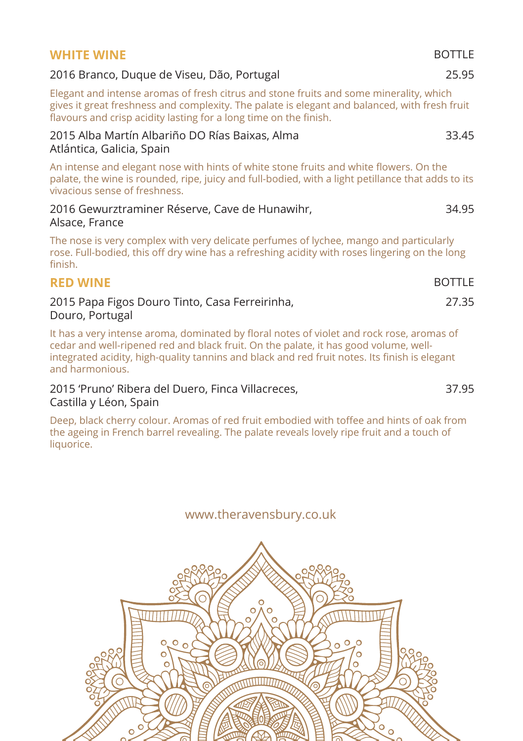## WHITE WINE

BOTTLE

2016 Branco, Duque de Viseu, Dão, Portugal — 25.95

Elegant and intense aromas of fresh citrus and stone fruits and some minerality, which gives it great freshness and complexity. The palate is elegant and balanced, with fresh fruit flavours and crisp acidity lasting for a long time on the finish.

2015 Alba Martín Albariño DO Rías Baixas, Alma Atlántica, Galicia, Spain — 33.45

An intense and elegant nose with hints of white stone fruits and white flowers. On the palate, the wine is rounded, ripe, juicy and full-bodied, with a light petillance that adds to its vivacious sense of freshness.

2016 Gewurztraminer Réserve, Cave de Hunawihr, Alsace, France — 34.95

The nose is very complex with very delicate perfumes of lychee, mango and particularly rose. Full-bodied, this off dry wine has a refreshing acidity with roses lingering on the long finish.

## RED WINE

BOTTLE

2015 Papa Figos Douro Tinto, Casa Ferreirinha, Douro, Portugal — 27.35

It has a very intense aroma, dominated by floral notes of violet and rock rose, aromas of cedar and well-ripened red and black fruit. On the palate, it has good volume, well-integrated acidity, high-quality tannins and black and red fruit notes. Its finish is elegant and harmonious.

2015 'Pruno' Ribera del Duero, Finca Villacreces, Castilla y Léon, Spain — 37.95

Deep, black cherry colour. Aromas of red fruit embodied with toffee and hints of oak from the ageing in French barrel revealing. The palate reveals lovely ripe fruit and a touch of liquorice.

www.theravensbury.co.uk